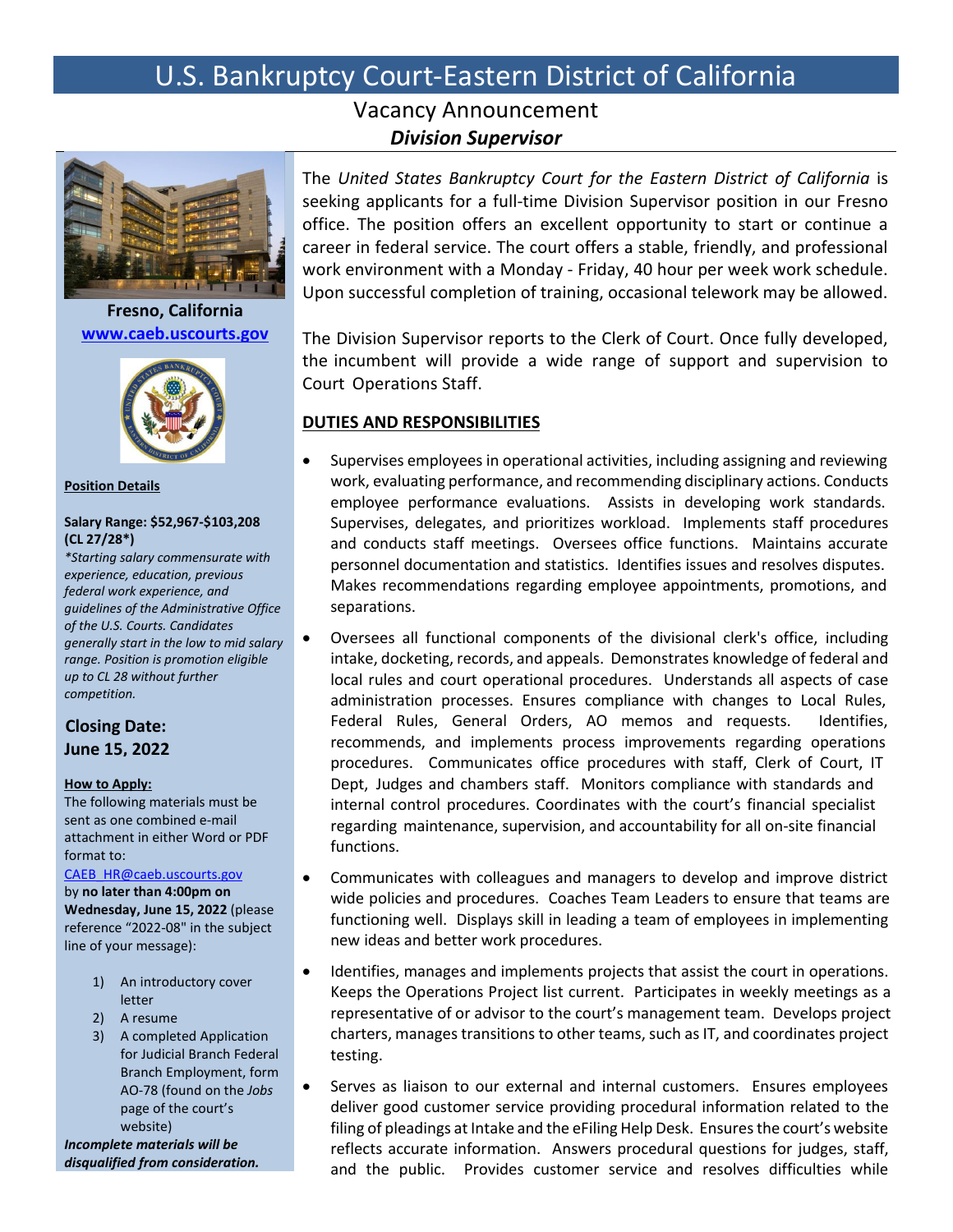# U.S. Bankruptcy Court-Eastern District of California

## Vacancy Announcement

### *Division Supervisor*

**Fresno, California**
[www.caeb.uscourts.gov](http://www.caeb.uscourts.gov)

**Position Details**

**Salary Range: $52,967-$103,208 (CL 27/28*)**

*\*Starting salary commensurate with experience, education, previous federal work experience, and guidelines of the Administrative Office of the U.S. Courts. Candidates generally start in the low to mid salary range. Position is promotion eligible up to CL 28 without further competition.*

**Closing Date: June 15, 2022**

**How to Apply:**

The following materials must be sent as one combined e-mail attachment in either Word or PDF format to:

CAEB_HR@caeb.uscourts.gov

by **no later than 4:00pm on Wednesday, June 15, 2022** (please reference "2022-08" in the subject line of your message):

1) An introductory cover letter
2) A resume
3) A completed Application for Judicial Branch Federal Branch Employment, form AO-78 (found on the *Jobs* page of the court's website)

***Incomplete materials will be disqualified from consideration.***

The *United States Bankruptcy Court for the Eastern District of California* is seeking applicants for a full-time Division Supervisor position in our Fresno office. The position offers an excellent opportunity to start or continue a career in federal service. The court offers a stable, friendly, and professional work environment with a Monday - Friday, 40 hour per week work schedule. Upon successful completion of training, occasional telework may be allowed.

The Division Supervisor reports to the Clerk of Court. Once fully developed, the incumbent will provide a wide range of support and supervision to Court Operations Staff.

## DUTIES AND RESPONSIBILITIES

- Supervises employees in operational activities, including assigning and reviewing work, evaluating performance, and recommending disciplinary actions. Conducts employee performance evaluations. Assists in developing work standards. Supervises, delegates, and prioritizes workload. Implements staff procedures and conducts staff meetings. Oversees office functions. Maintains accurate personnel documentation and statistics. Identifies issues and resolves disputes. Makes recommendations regarding employee appointments, promotions, and separations.
- Oversees all functional components of the divisional clerk's office, including intake, docketing, records, and appeals. Demonstrates knowledge of federal and local rules and court operational procedures. Understands all aspects of case administration processes. Ensures compliance with changes to Local Rules, Federal Rules, General Orders, AO memos and requests. Identifies, recommends, and implements process improvements regarding operations procedures. Communicates office procedures with staff, Clerk of Court, IT Dept, Judges and chambers staff. Monitors compliance with standards and internal control procedures. Coordinates with the court's financial specialist regarding maintenance, supervision, and accountability for all on-site financial functions.
- Communicates with colleagues and managers to develop and improve district wide policies and procedures. Coaches Team Leaders to ensure that teams are functioning well. Displays skill in leading a team of employees in implementing new ideas and better work procedures.
- Identifies, manages and implements projects that assist the court in operations. Keeps the Operations Project list current. Participates in weekly meetings as a representative of or advisor to the court's management team. Develops project charters, manages transitions to other teams, such as IT, and coordinates project testing.
- Serves as liaison to our external and internal customers. Ensures employees deliver good customer service providing procedural information related to the filing of pleadings at Intake and the eFiling Help Desk. Ensures the court's website reflects accurate information. Answers procedural questions for judges, staff, and the public. Provides customer service and resolves difficulties while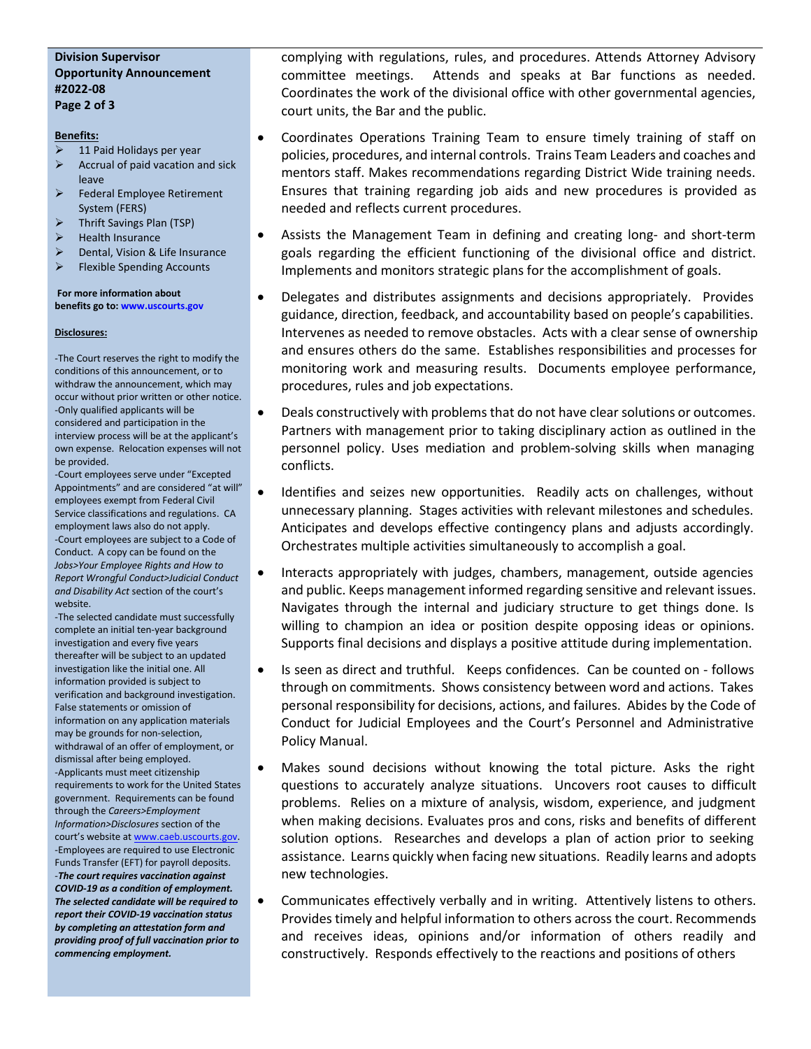**Division Supervisor Opportunity Announcement #2022-08**

**Benefits:**

- 11 Paid Holidays per year
- Accrual of paid vacation and sick leave
- Federal Employee Retirement System (FERS)
- Thrift Savings Plan (TSP)
- Health Insurance
- Dental, Vision & Life Insurance
- Flexible Spending Accounts

**For more information about benefits go to: www.uscourts.gov**

**Disclosures:**

-The Court reserves the right to modify the conditions of this announcement, or to withdraw the announcement, which may occur without prior written or other notice.
-Only qualified applicants will be considered and participation in the interview process will be at the applicant's own expense. Relocation expenses will not be provided.
-Court employees serve under "Excepted Appointments" and are considered "at will" employees exempt from Federal Civil Service classifications and regulations. CA employment laws also do not apply.
-Court employees are subject to a Code of Conduct. A copy can be found on the *Jobs>Your Employee Rights and How to Report Wrongful Conduct>Judicial Conduct and Disability Act* section of the court's website.
-The selected candidate must successfully complete an initial ten-year background investigation and every five years thereafter will be subject to an updated investigation like the initial one. All information provided is subject to verification and background investigation. False statements or omission of information on any application materials may be grounds for non-selection, withdrawal of an offer of employment, or dismissal after being employed.
-Applicants must meet citizenship requirements to work for the United States government. Requirements can be found through the *Careers>Employment Information>Disclosures* section of the court's website at www.caeb.uscourts.gov.
-Employees are required to use Electronic Funds Transfer (EFT) for payroll deposits.
-***The court requires vaccination against COVID-19 as a condition of employment. The selected candidate will be required to report their COVID-19 vaccination status by completing an attestation form and providing proof of full vaccination prior to commencing employment.***

complying with regulations, rules, and procedures. Attends Attorney Advisory committee meetings. Attends and speaks at Bar functions as needed. Coordinates the work of the divisional office with other governmental agencies, court units, the Bar and the public.

- Coordinates Operations Training Team to ensure timely training of staff on policies, procedures, and internal controls. Trains Team Leaders and coaches and mentors staff. Makes recommendations regarding District Wide training needs. Ensures that training regarding job aids and new procedures is provided as needed and reflects current procedures.
- Assists the Management Team in defining and creating long- and short-term goals regarding the efficient functioning of the divisional office and district. Implements and monitors strategic plans for the accomplishment of goals.
- Delegates and distributes assignments and decisions appropriately. Provides guidance, direction, feedback, and accountability based on people's capabilities. Intervenes as needed to remove obstacles. Acts with a clear sense of ownership and ensures others do the same. Establishes responsibilities and processes for monitoring work and measuring results. Documents employee performance, procedures, rules and job expectations.
- Deals constructively with problems that do not have clear solutions or outcomes. Partners with management prior to taking disciplinary action as outlined in the personnel policy. Uses mediation and problem-solving skills when managing conflicts.
- Identifies and seizes new opportunities. Readily acts on challenges, without unnecessary planning. Stages activities with relevant milestones and schedules. Anticipates and develops effective contingency plans and adjusts accordingly. Orchestrates multiple activities simultaneously to accomplish a goal.
- Interacts appropriately with judges, chambers, management, outside agencies and public. Keeps management informed regarding sensitive and relevant issues. Navigates through the internal and judiciary structure to get things done. Is willing to champion an idea or position despite opposing ideas or opinions. Supports final decisions and displays a positive attitude during implementation.
- Is seen as direct and truthful. Keeps confidences. Can be counted on - follows through on commitments. Shows consistency between word and actions. Takes personal responsibility for decisions, actions, and failures. Abides by the Code of Conduct for Judicial Employees and the Court's Personnel and Administrative Policy Manual.
- Makes sound decisions without knowing the total picture. Asks the right questions to accurately analyze situations. Uncovers root causes to difficult problems. Relies on a mixture of analysis, wisdom, experience, and judgment when making decisions. Evaluates pros and cons, risks and benefits of different solution options. Researches and develops a plan of action prior to seeking assistance. Learns quickly when facing new situations. Readily learns and adopts new technologies.
- Communicates effectively verbally and in writing. Attentively listens to others. Provides timely and helpful information to others across the court. Recommends and receives ideas, opinions and/or information of others readily and constructively. Responds effectively to the reactions and positions of others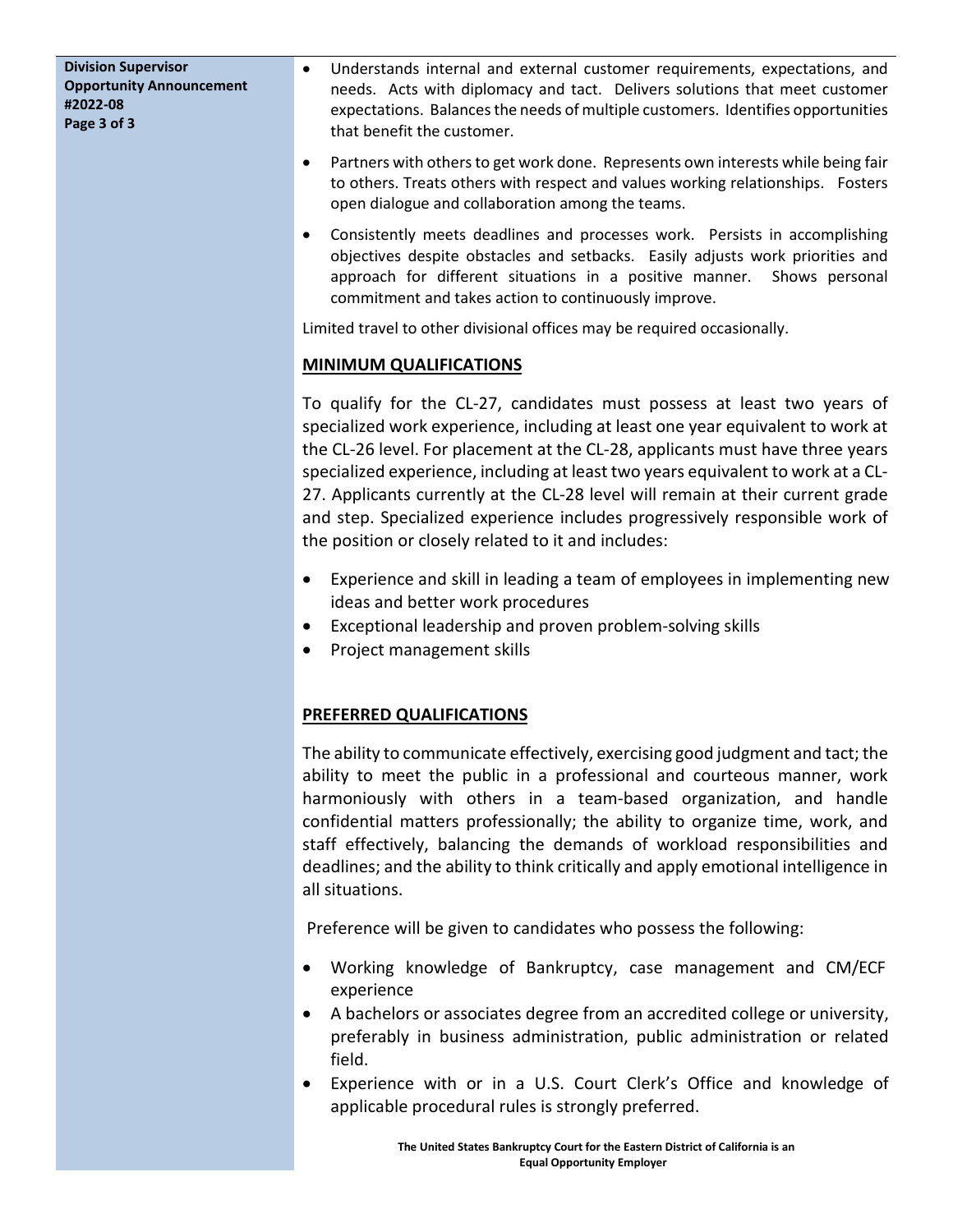- Understands internal and external customer requirements, expectations, and needs. Acts with diplomacy and tact. Delivers solutions that meet customer expectations. Balances the needs of multiple customers. Identifies opportunities that benefit the customer.
- Partners with others to get work done. Represents own interests while being fair to others. Treats others with respect and values working relationships. Fosters open dialogue and collaboration among the teams.
- Consistently meets deadlines and processes work. Persists in accomplishing objectives despite obstacles and setbacks. Easily adjusts work priorities and approach for different situations in a positive manner. Shows personal commitment and takes action to continuously improve.

Limited travel to other divisional offices may be required occasionally.

## MINIMUM QUALIFICATIONS

To qualify for the CL-27, candidates must possess at least two years of specialized work experience, including at least one year equivalent to work at the CL-26 level. For placement at the CL-28, applicants must have three years specialized experience, including at least two years equivalent to work at a CL-27. Applicants currently at the CL-28 level will remain at their current grade and step. Specialized experience includes progressively responsible work of the position or closely related to it and includes:

- Experience and skill in leading a team of employees in implementing new ideas and better work procedures
- Exceptional leadership and proven problem-solving skills
- Project management skills

## PREFERRED QUALIFICATIONS

The ability to communicate effectively, exercising good judgment and tact; the ability to meet the public in a professional and courteous manner, work harmoniously with others in a team-based organization, and handle confidential matters professionally; the ability to organize time, work, and staff effectively, balancing the demands of workload responsibilities and deadlines; and the ability to think critically and apply emotional intelligence in all situations.

Preference will be given to candidates who possess the following:

- Working knowledge of Bankruptcy, case management and CM/ECF experience
- A bachelors or associates degree from an accredited college or university, preferably in business administration, public administration or related field.
- Experience with or in a U.S. Court Clerk's Office and knowledge of applicable procedural rules is strongly preferred.

**The United States Bankruptcy Court for the Eastern District of California is an Equal Opportunity Employer**